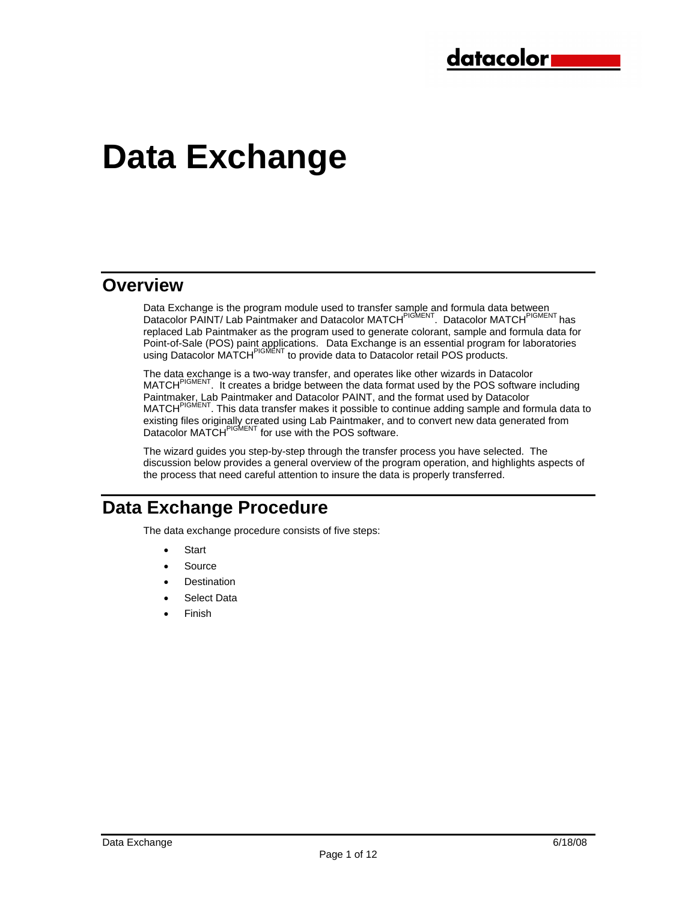# Data Exchange

## Overview

Data Exchange is the program module used to transfer sample and formula data between Datacolor PAINT/ Lab Paintmaker and Datacolor MATCH$^{PIGMENT}$. Datacolor MATCH$^{PIGMENT}$ has replaced Lab Paintmaker as the program used to generate colorant, sample and formula data for Point-of-Sale (POS) paint applications. Data Exchange is an essential program for laboratories using Datacolor MATCH$^{PIGMENT}$ to provide data to Datacolor retail POS products.

The data exchange is a two-way transfer, and operates like other wizards in Datacolor MATCH$^{PIGMENT}$. It creates a bridge between the data format used by the POS software including Paintmaker, Lab Paintmaker and Datacolor PAINT, and the format used by Datacolor MATCH$^{PIGMENT}$. This data transfer makes it possible to continue adding sample and formula data to existing files originally created using Lab Paintmaker, and to convert new data generated from Datacolor MATCH$^{PIGMENT}$ for use with the POS software.

The wizard guides you step-by-step through the transfer process you have selected. The discussion below provides a general overview of the program operation, and highlights aspects of the process that need careful attention to insure the data is properly transferred.

## Data Exchange Procedure

The data exchange procedure consists of five steps:

- Start
- Source
- Destination
- Select Data
- Finish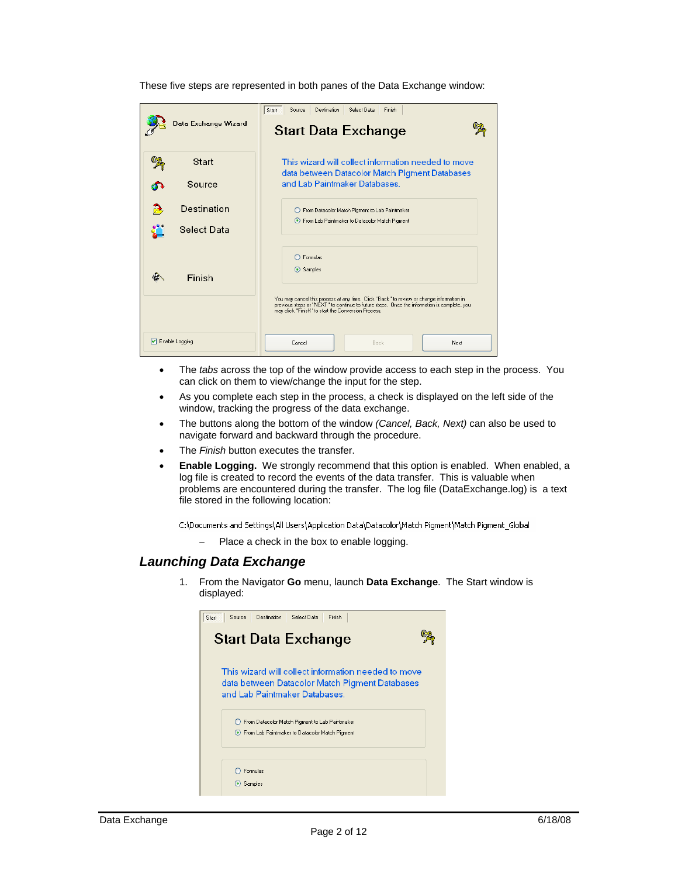These five steps are represented in both panes of the Data Exchange window:

- The *tabs* across the top of the window provide access to each step in the process. You can click on them to view/change the input for the step.
- As you complete each step in the process, a check is displayed on the left side of the window, tracking the progress of the data exchange.
- The buttons along the bottom of the window *(Cancel, Back, Next)* can also be used to navigate forward and backward through the procedure.
- The *Finish* button executes the transfer.
- **Enable Logging.** We strongly recommend that this option is enabled. When enabled, a log file is created to record the events of the data transfer. This is valuable when problems are encountered during the transfer. The log file (DataExchange.log) is a text file stored in the following location:

  C:\Documents and Settings\All Users\Application Data\Datacolor\Match Pigment\Match Pigment_Global

  – Place a check in the box to enable logging.

## *Launching Data Exchange*

1. From the Navigator **Go** menu, launch **Data Exchange**. The Start window is displayed: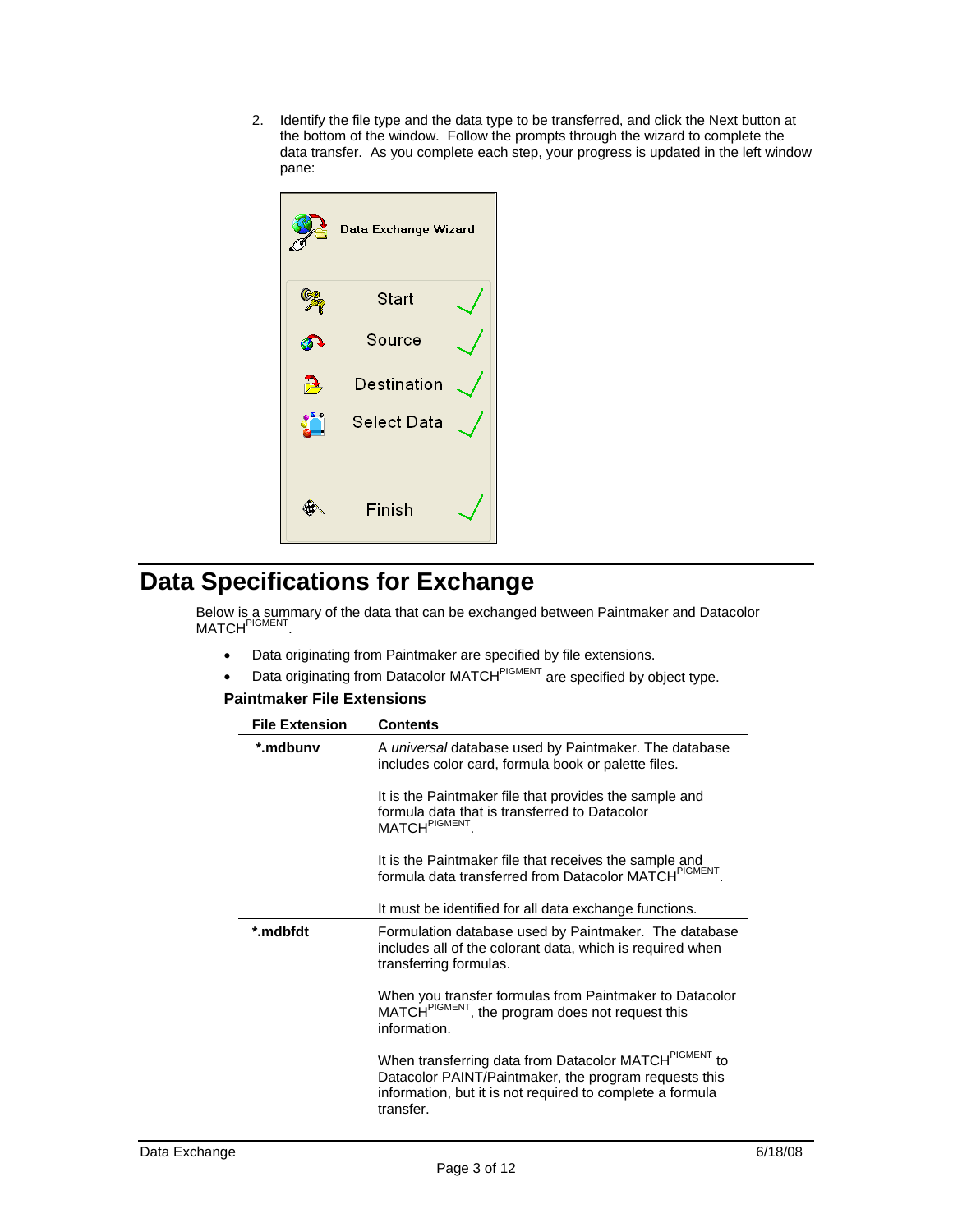2. Identify the file type and the data type to be transferred, and click the Next button at the bottom of the window. Follow the prompts through the wizard to complete the data transfer. As you complete each step, your progress is updated in the left window pane:

Data Exchange Wizard

- Start
- Source
- Destination
- Select Data
- Finish

# Data Specifications for Exchange

Below is a summary of the data that can be exchanged between Paintmaker and Datacolor MATCH$^{PIGMENT}$.

- Data originating from Paintmaker are specified by file extensions.
- Data originating from Datacolor MATCH$^{PIGMENT}$ are specified by object type.

### Paintmaker File Extensions

| File Extension | Contents |
|---|---|
| **\*.mdbunv** | A *universal* database used by Paintmaker. The database includes color card, formula book or palette files.<br><br>It is the Paintmaker file that provides the sample and formula data that is transferred to Datacolor MATCH$^{PIGMENT}$.<br><br>It is the Paintmaker file that receives the sample and formula data transferred from Datacolor MATCH$^{PIGMENT}$.<br><br>It must be identified for all data exchange functions. |
| **\*.mdbfdt** | Formulation database used by Paintmaker. The database includes all of the colorant data, which is required when transferring formulas.<br><br>When you transfer formulas from Paintmaker to Datacolor MATCH$^{PIGMENT}$, the program does not request this information.<br><br>When transferring data from Datacolor MATCH$^{PIGMENT}$ to Datacolor PAINT/Paintmaker, the program requests this information, but it is not required to complete a formula transfer. |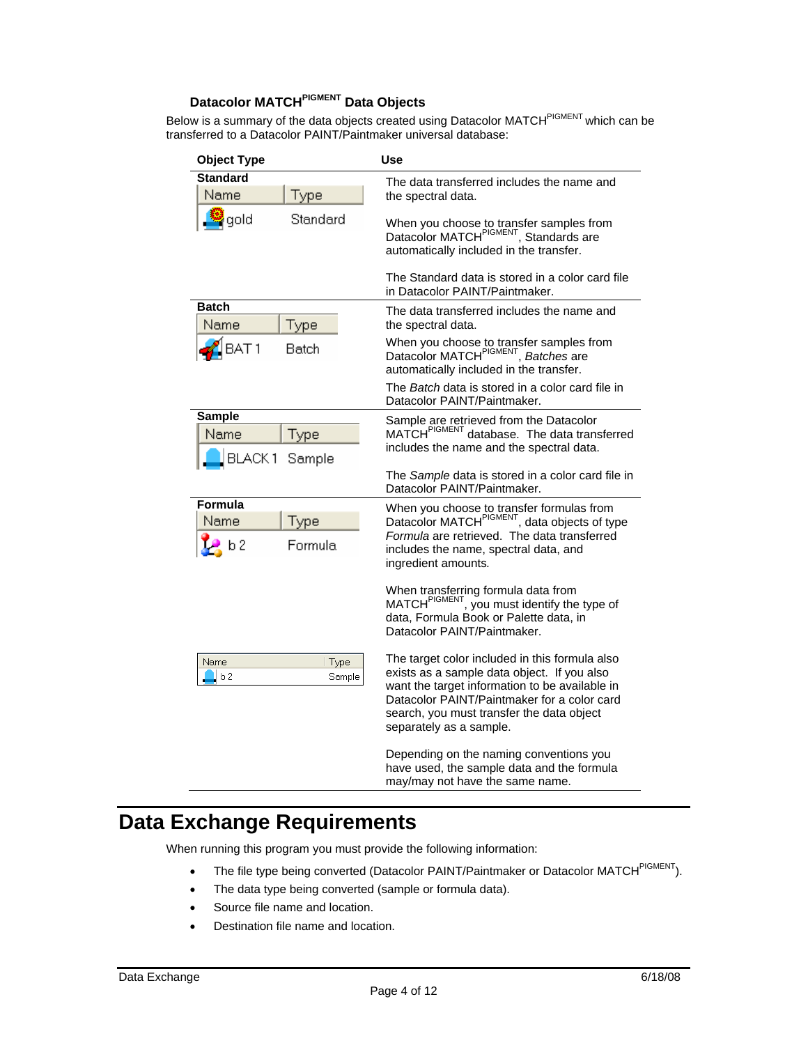### Datacolor MATCH^PIGMENT Data Objects

Below is a summary of the data objects created using Datacolor MATCH^PIGMENT which can be transferred to a Datacolor PAINT/Paintmaker universal database:

| Object Type | Use |
| --- | --- |
| **Standard**<br>Name: gold, Type: Standard | The data transferred includes the name and the spectral data.<br><br>When you choose to transfer samples from Datacolor MATCH^PIGMENT, Standards are automatically included in the transfer.<br><br>The Standard data is stored in a color card file in Datacolor PAINT/Paintmaker. |
| **Batch**<br>Name: BAT 1, Type: Batch | The data transferred includes the name and the spectral data.<br><br>When you choose to transfer samples from Datacolor MATCH^PIGMENT, *Batches* are automatically included in the transfer.<br><br>The *Batch* data is stored in a color card file in Datacolor PAINT/Paintmaker. |
| **Sample**<br>Name: BLACK 1, Type: Sample | Sample are retrieved from the Datacolor MATCH^PIGMENT database. The data transferred includes the name and the spectral data.<br><br>The *Sample* data is stored in a color card file in Datacolor PAINT/Paintmaker. |
| **Formula**<br>Name: b 2, Type: Formula | When you choose to transfer formulas from Datacolor MATCH^PIGMENT, data objects of type *Formula* are retrieved. The data transferred includes the name, spectral data, and ingredient amounts.<br><br>When transferring formula data from MATCH^PIGMENT, you must identify the type of data, Formula Book or Palette data, in Datacolor PAINT/Paintmaker. |
| Name: b 2, Type: Sample | The target color included in this formula also exists as a sample data object. If you also want the target information to be available in Datacolor PAINT/Paintmaker for a color card search, you must transfer the data object separately as a sample.<br><br>Depending on the naming conventions you have used, the sample data and the formula may/may not have the same name. |

# Data Exchange Requirements

When running this program you must provide the following information:

- The file type being converted (Datacolor PAINT/Paintmaker or Datacolor MATCH^PIGMENT).
- The data type being converted (sample or formula data).
- Source file name and location.
- Destination file name and location.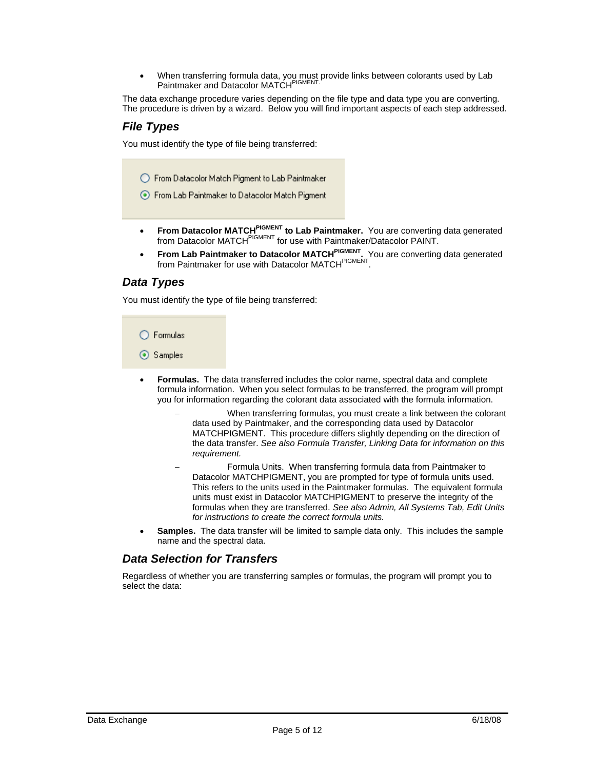- When transferring formula data, you must provide links between colorants used by Lab Paintmaker and Datacolor MATCH[PIGMENT.]

The data exchange procedure varies depending on the file type and data type you are converting. The procedure is driven by a wizard. Below you will find important aspects of each step addressed.

## *File Types*

You must identify the type of file being transferred:

○ From Datacolor Match Pigment to Lab Paintmaker

⊙ From Lab Paintmaker to Datacolor Match Pigment

- **From Datacolor MATCH[PIGMENT] to Lab Paintmaker.** You are converting data generated from Datacolor MATCH[PIGMENT] for use with Paintmaker/Datacolor PAINT.
- **From Lab Paintmaker to Datacolor MATCH[PIGMENT].** You are converting data generated from Paintmaker for use with Datacolor MATCH[PIGMENT].

## *Data Types*

You must identify the type of file being transferred:

○ Formulas

⊙ Samples

- **Formulas.** The data transferred includes the color name, spectral data and complete formula information. When you select formulas to be transferred, the program will prompt you for information regarding the colorant data associated with the formula information.
  - When transferring formulas, you must create a link between the colorant data used by Paintmaker, and the corresponding data used by Datacolor MATCHPIGMENT. This procedure differs slightly depending on the direction of the data transfer. *See also Formula Transfer, Linking Data for information on this requirement.*
  - Formula Units. When transferring formula data from Paintmaker to Datacolor MATCHPIGMENT, you are prompted for type of formula units used. This refers to the units used in the Paintmaker formulas. The equivalent formula units must exist in Datacolor MATCHPIGMENT to preserve the integrity of the formulas when they are transferred. *See also Admin, All Systems Tab, Edit Units for instructions to create the correct formula units.*
- **Samples.** The data transfer will be limited to sample data only. This includes the sample name and the spectral data.

## *Data Selection for Transfers*

Regardless of whether you are transferring samples or formulas, the program will prompt you to select the data: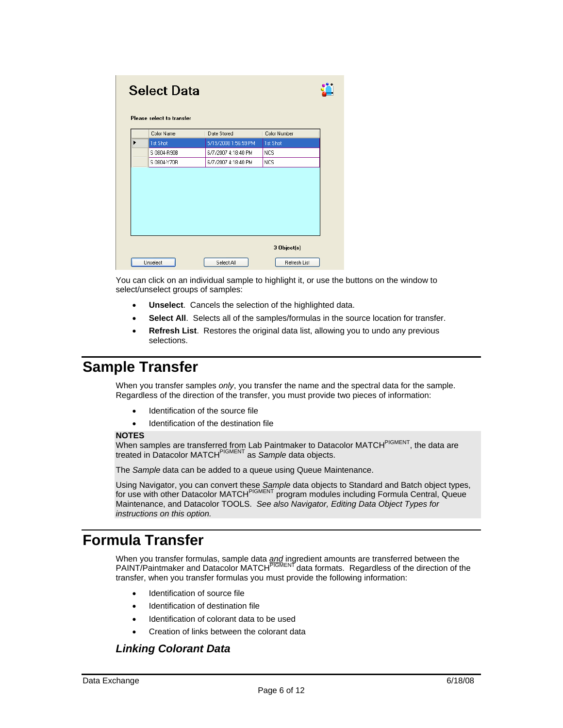**Select Data**

Please select to transfer

| Color Name | Date Stored | Color Number |
|---|---|---|
| 1st Shot | 5/19/2008 1:56:59 PM | 1st Shot |
| S 0804-R90B | 6/7/2007 4:18:40 PM | NCS |
| S 0804-Y70R | 6/7/2007 4:18:40 PM | NCS |

3 Object(s)

Unselect | Select All | Refresh List

You can click on an individual sample to highlight it, or use the buttons on the window to select/unselect groups of samples:

- **Unselect**. Cancels the selection of the highlighted data.
- **Select All**. Selects all of the samples/formulas in the source location for transfer.
- **Refresh List**. Restores the original data list, allowing you to undo any previous selections.

# Sample Transfer

When you transfer samples *only*, you transfer the name and the spectral data for the sample. Regardless of the direction of the transfer, you must provide two pieces of information:

- Identification of the source file
- Identification of the destination file

**NOTES**

When samples are transferred from Lab Paintmaker to Datacolor MATCH$^{PIGMENT}$, the data are treated in Datacolor MATCH$^{PIGMENT}$ as *Sample* data objects.

The *Sample* data can be added to a queue using Queue Maintenance.

Using Navigator, you can convert these *Sample* data objects to Standard and Batch object types, for use with other Datacolor MATCH$^{PIGMENT}$ program modules including Formula Central, Queue Maintenance, and Datacolor TOOLS. *See also Navigator, Editing Data Object Types for instructions on this option.*

# Formula Transfer

When you transfer formulas, sample data ***and*** ingredient amounts are transferred between the PAINT/Paintmaker and Datacolor MATCH$^{PIGMENT}$ data formats. Regardless of the direction of the transfer, when you transfer formulas you must provide the following information:

- Identification of source file
- Identification of destination file
- Identification of colorant data to be used
- Creation of links between the colorant data

### *Linking Colorant Data*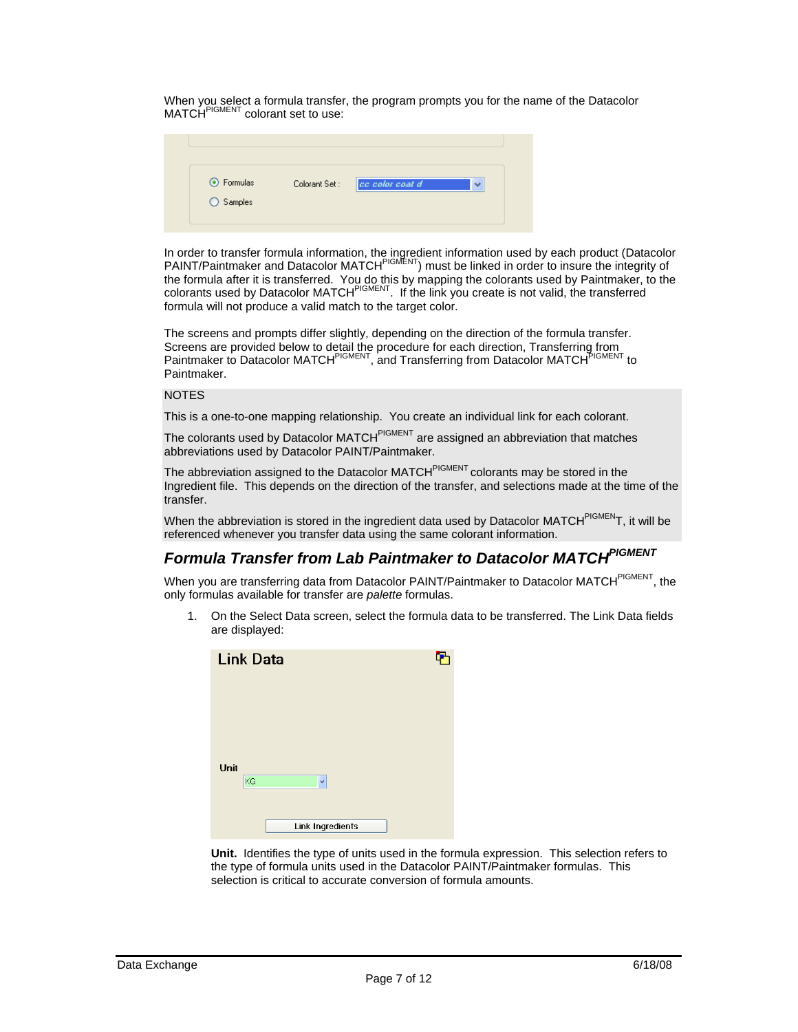When you select a formula transfer, the program prompts you for the name of the Datacolor MATCH[PIGMENT] colorant set to use:

In order to transfer formula information, the ingredient information used by each product (Datacolor PAINT/Paintmaker and Datacolor MATCH[PIGMENT]) must be linked in order to insure the integrity of the formula after it is transferred. You do this by mapping the colorants used by Paintmaker, to the colorants used by Datacolor MATCH[PIGMENT]. If the link you create is not valid, the transferred formula will not produce a valid match to the target color.

The screens and prompts differ slightly, depending on the direction of the formula transfer. Screens are provided below to detail the procedure for each direction, Transferring from Paintmaker to Datacolor MATCH[PIGMENT], and Transferring from Datacolor MATCH[PIGMENT] to Paintmaker.

NOTES

This is a one-to-one mapping relationship. You create an individual link for each colorant.

The colorants used by Datacolor MATCH[PIGMENT] are assigned an abbreviation that matches abbreviations used by Datacolor PAINT/Paintmaker.

The abbreviation assigned to the Datacolor MATCH[PIGMENT] colorants may be stored in the Ingredient file. This depends on the direction of the transfer, and selections made at the time of the transfer.

When the abbreviation is stored in the ingredient data used by Datacolor MATCH[PIGMEN]T, it will be referenced whenever you transfer data using the same colorant information.

## *Formula Transfer from Lab Paintmaker to Datacolor MATCH[PIGMENT]*

When you are transferring data from Datacolor PAINT/Paintmaker to Datacolor MATCH[PIGMENT], the only formulas available for transfer are *palette* formulas.

1. On the Select Data screen, select the formula data to be transferred. The Link Data fields are displayed:

   **Unit.** Identifies the type of units used in the formula expression. This selection refers to the type of formula units used in the Datacolor PAINT/Paintmaker formulas. This selection is critical to accurate conversion of formula amounts.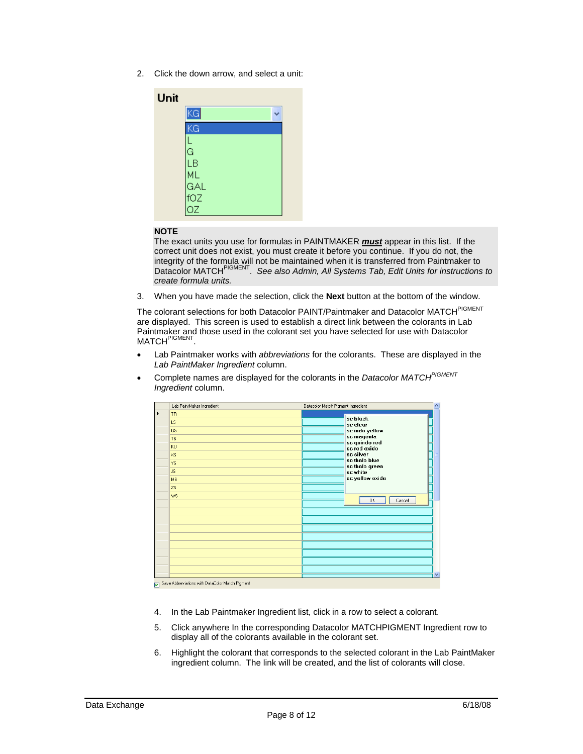2. Click the down arrow, and select a unit:

**NOTE**

The exact units you use for formulas in PAINTMAKER ***must*** appear in this list. If the correct unit does not exist, you must create it before you continue. If you do not, the integrity of the formula will not be maintained when it is transferred from Paintmaker to Datacolor MATCH^PIGMENT. *See also Admin, All Systems Tab, Edit Units for instructions to create formula units.*

3. When you have made the selection, click the **Next** button at the bottom of the window.

The colorant selections for both Datacolor PAINT/Paintmaker and Datacolor MATCH^PIGMENT are displayed. This screen is used to establish a direct link between the colorants in Lab Paintmaker and those used in the colorant set you have selected for use with Datacolor MATCH^PIGMENT.

- Lab Paintmaker works with *abbreviations* for the colorants. These are displayed in the *Lab PaintMaker Ingredient* column.
- Complete names are displayed for the colorants in the *Datacolor MATCH^PIGMENT Ingredient* column.

4. In the Lab Paintmaker Ingredient list, click in a row to select a colorant.
5. Click anywhere In the corresponding Datacolor MATCHPIGMENT Ingredient row to display all of the colorants available in the colorant set.
6. Highlight the colorant that corresponds to the selected colorant in the Lab PaintMaker ingredient column. The link will be created, and the list of colorants will close.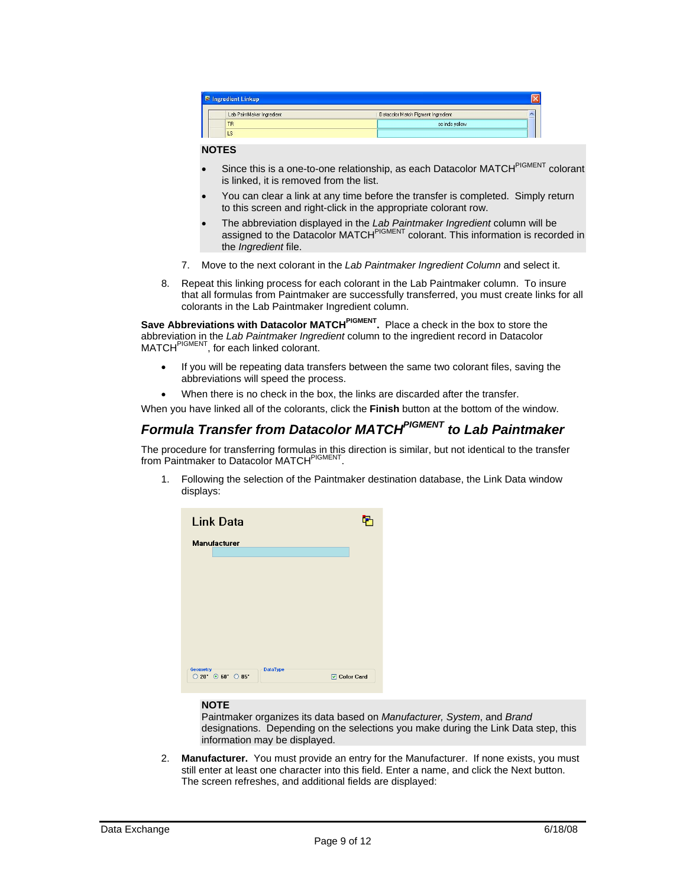**NOTES**

- Since this is a one-to-one relationship, as each Datacolor MATCH$^{PIGMENT}$ colorant is linked, it is removed from the list.
- You can clear a link at any time before the transfer is completed. Simply return to this screen and right-click in the appropriate colorant row.
- The abbreviation displayed in the *Lab Paintmaker Ingredient* column will be assigned to the Datacolor MATCH$^{PIGMENT}$ colorant. This information is recorded in the *Ingredient* file.

7. Move to the next colorant in the *Lab Paintmaker Ingredient Column* and select it.

8. Repeat this linking process for each colorant in the Lab Paintmaker column. To insure that all formulas from Paintmaker are successfully transferred, you must create links for all colorants in the Lab Paintmaker Ingredient column.

**Save Abbreviations with Datacolor MATCH$^{PIGMENT}$.** Place a check in the box to store the abbreviation in the *Lab Paintmaker Ingredient* column to the ingredient record in Datacolor MATCH$^{PIGMENT}$, for each linked colorant.

- If you will be repeating data transfers between the same two colorant files, saving the abbreviations will speed the process.
- When there is no check in the box, the links are discarded after the transfer.

When you have linked all of the colorants, click the **Finish** button at the bottom of the window.

## *Formula Transfer from Datacolor MATCH$^{PIGMENT}$ to Lab Paintmaker*

The procedure for transferring formulas in this direction is similar, but not identical to the transfer from Paintmaker to Datacolor MATCH$^{PIGMENT}$.

1. Following the selection of the Paintmaker destination database, the Link Data window displays:

**NOTE**
Paintmaker organizes its data based on *Manufacturer, System*, and *Brand* designations. Depending on the selections you make during the Link Data step, this information may be displayed.

2. **Manufacturer.** You must provide an entry for the Manufacturer. If none exists, you must still enter at least one character into this field. Enter a name, and click the Next button. The screen refreshes, and additional fields are displayed: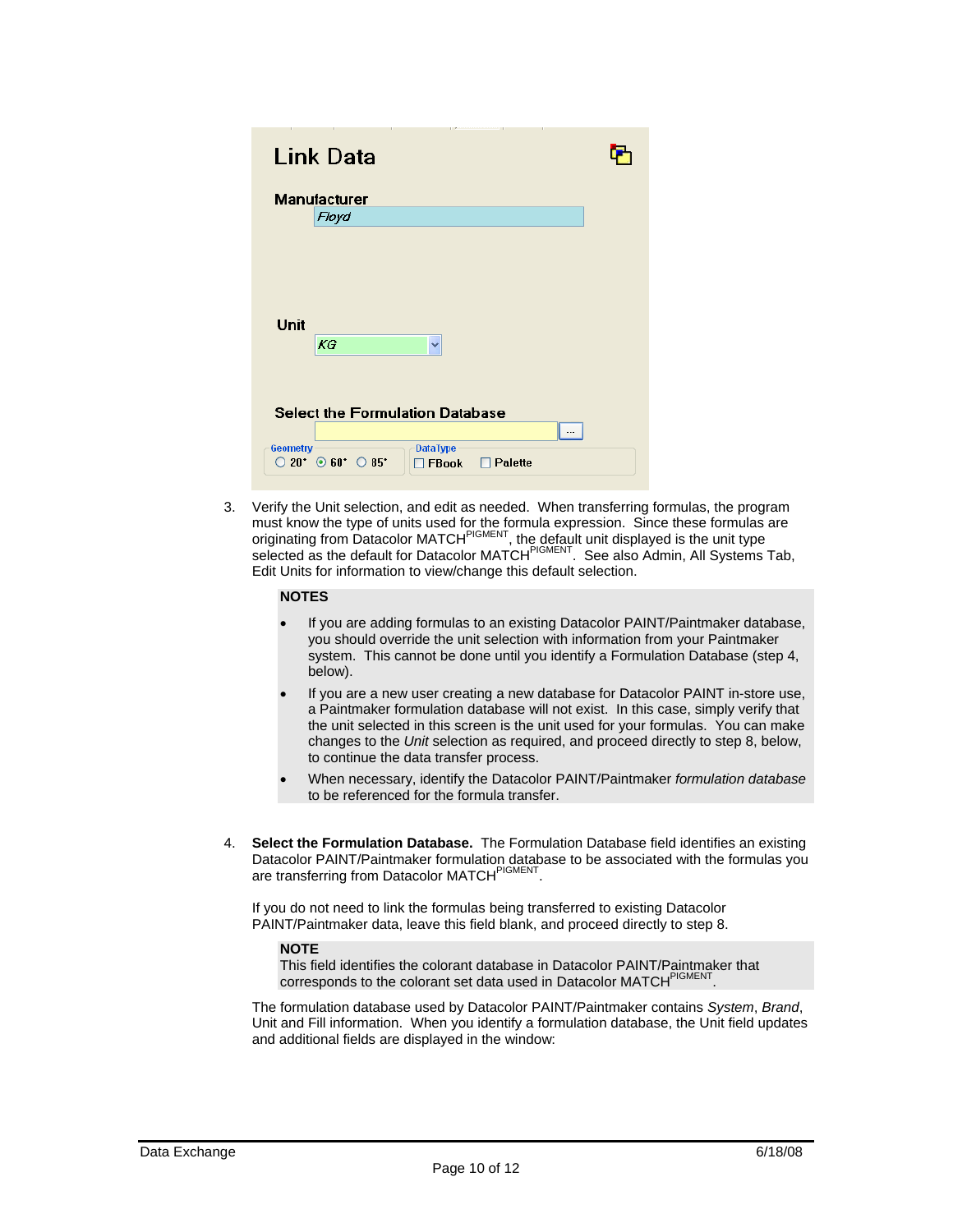3. Verify the Unit selection, and edit as needed. When transferring formulas, the program must know the type of units used for the formula expression. Since these formulas are originating from Datacolor MATCH$^{PIGMENT}$, the default unit displayed is the unit type selected as the default for Datacolor MATCH$^{PIGMENT}$. See also Admin, All Systems Tab, Edit Units for information to view/change this default selection.

   **NOTES**

   - If you are adding formulas to an existing Datacolor PAINT/Paintmaker database, you should override the unit selection with information from your Paintmaker system. This cannot be done until you identify a Formulation Database (step 4, below).
   - If you are a new user creating a new database for Datacolor PAINT in-store use, a Paintmaker formulation database will not exist. In this case, simply verify that the unit selected in this screen is the unit used for your formulas. You can make changes to the *Unit* selection as required, and proceed directly to step 8, below, to continue the data transfer process.
   - When necessary, identify the Datacolor PAINT/Paintmaker *formulation database* to be referenced for the formula transfer.

4. **Select the Formulation Database.** The Formulation Database field identifies an existing Datacolor PAINT/Paintmaker formulation database to be associated with the formulas you are transferring from Datacolor MATCH$^{PIGMENT}$.

   If you do not need to link the formulas being transferred to existing Datacolor PAINT/Paintmaker data, leave this field blank, and proceed directly to step 8.

   **NOTE**
   This field identifies the colorant database in Datacolor PAINT/Paintmaker that corresponds to the colorant set data used in Datacolor MATCH$^{PIGMENT}$.

   The formulation database used by Datacolor PAINT/Paintmaker contains *System*, *Brand*, Unit and Fill information. When you identify a formulation database, the Unit field updates and additional fields are displayed in the window: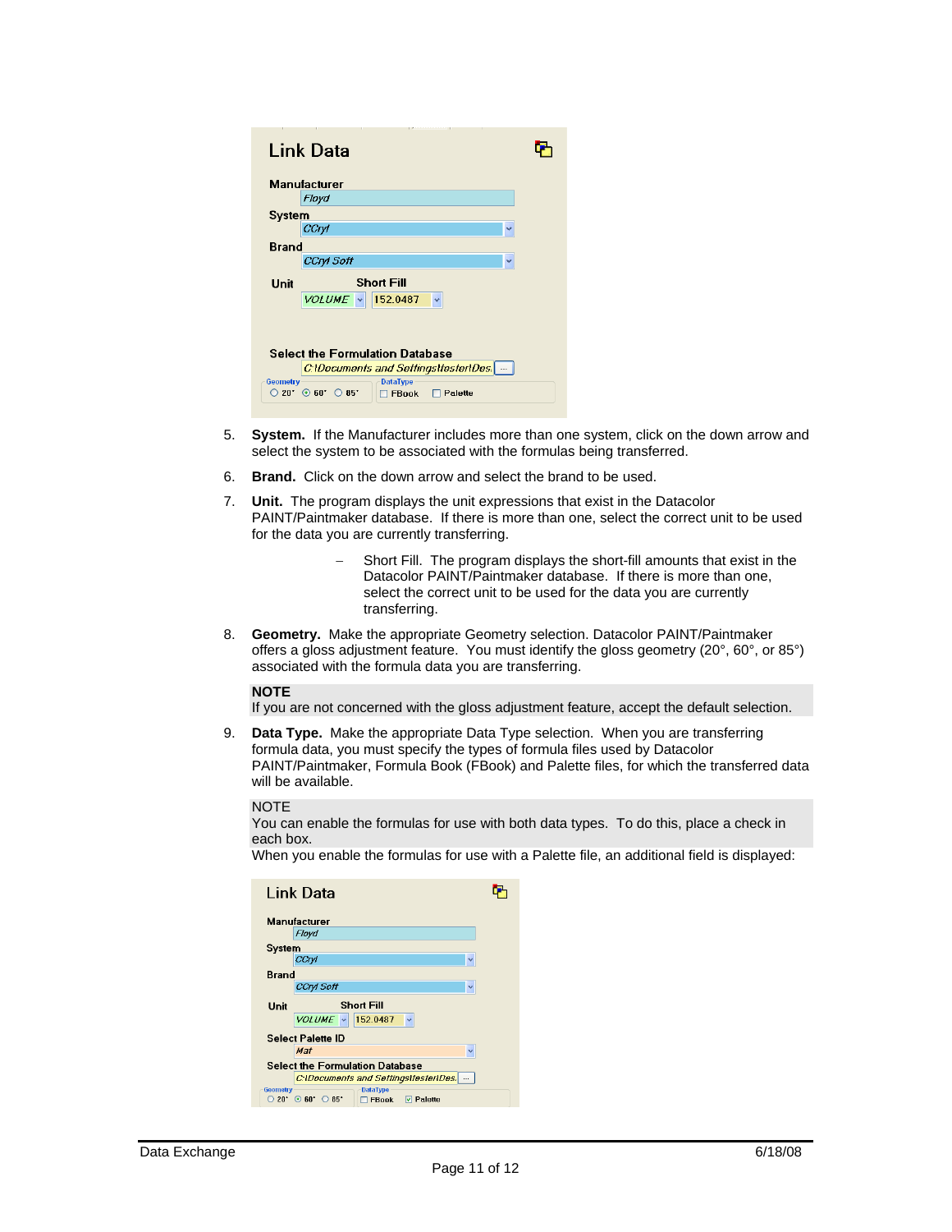5. **System.** If the Manufacturer includes more than one system, click on the down arrow and select the system to be associated with the formulas being transferred.

6. **Brand.** Click on the down arrow and select the brand to be used.

7. **Unit.** The program displays the unit expressions that exist in the Datacolor PAINT/Paintmaker database. If there is more than one, select the correct unit to be used for the data you are currently transferring.

   – Short Fill. The program displays the short-fill amounts that exist in the Datacolor PAINT/Paintmaker database. If there is more than one, select the correct unit to be used for the data you are currently transferring.

8. **Geometry.** Make the appropriate Geometry selection. Datacolor PAINT/Paintmaker offers a gloss adjustment feature. You must identify the gloss geometry (20°, 60°, or 85°) associated with the formula data you are transferring.

**NOTE**
If you are not concerned with the gloss adjustment feature, accept the default selection.

9. **Data Type.** Make the appropriate Data Type selection. When you are transferring formula data, you must specify the types of formula files used by Datacolor PAINT/Paintmaker, Formula Book (FBook) and Palette files, for which the transferred data will be available.

NOTE
You can enable the formulas for use with both data types. To do this, place a check in each box.

When you enable the formulas for use with a Palette file, an additional field is displayed: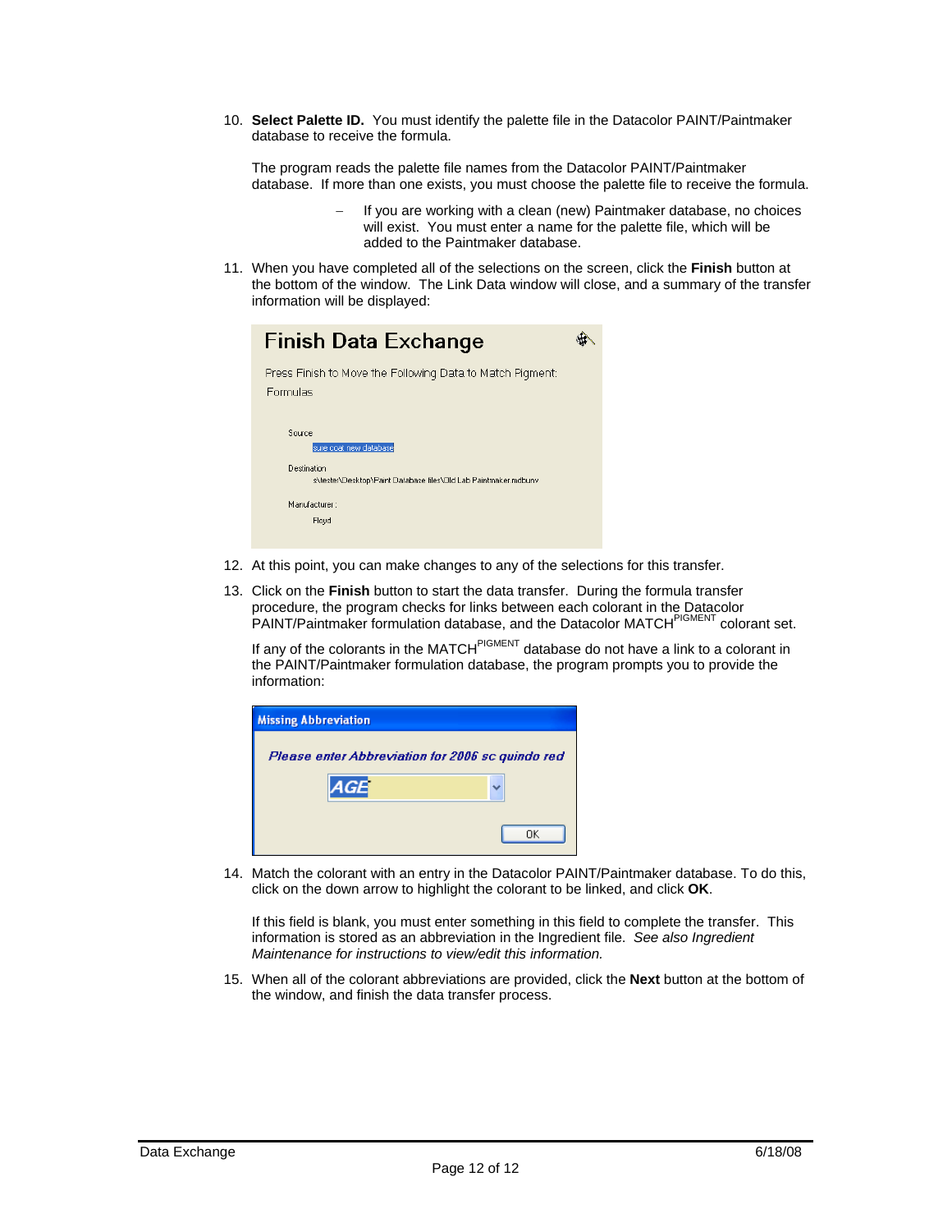10. **Select Palette ID.** You must identify the palette file in the Datacolor PAINT/Paintmaker database to receive the formula.

    The program reads the palette file names from the Datacolor PAINT/Paintmaker database. If more than one exists, you must choose the palette file to receive the formula.

    - If you are working with a clean (new) Paintmaker database, no choices will exist. You must enter a name for the palette file, which will be added to the Paintmaker database.

11. When you have completed all of the selections on the screen, click the **Finish** button at the bottom of the window. The Link Data window will close, and a summary of the transfer information will be displayed:

    Finish Data Exchange

    Press Finish to Move the Following Data to Match Pigment:

    Formulas

    Source

    sure coat new database

    Destination

    s:\lester\Desktop\Paint Database files\Old Lab Paintmaker.mdbunv

    Manufacturer:

    Floyd

12. At this point, you can make changes to any of the selections for this transfer.

13. Click on the **Finish** button to start the data transfer. During the formula transfer procedure, the program checks for links between each colorant in the Datacolor PAINT/Paintmaker formulation database, and the Datacolor MATCH[PIGMENT] colorant set.

    If any of the colorants in the MATCH[PIGMENT] database do not have a link to a colorant in the PAINT/Paintmaker formulation database, the program prompts you to provide the information:

    Missing Abbreviation

    *Please enter Abbreviation for 2006 sc quindo red*

    AGE

    OK

14. Match the colorant with an entry in the Datacolor PAINT/Paintmaker database. To do this, click on the down arrow to highlight the colorant to be linked, and click **OK**.

    If this field is blank, you must enter something in this field to complete the transfer. This information is stored as an abbreviation in the Ingredient file. *See also Ingredient Maintenance for instructions to view/edit this information.*

15. When all of the colorant abbreviations are provided, click the **Next** button at the bottom of the window, and finish the data transfer process.